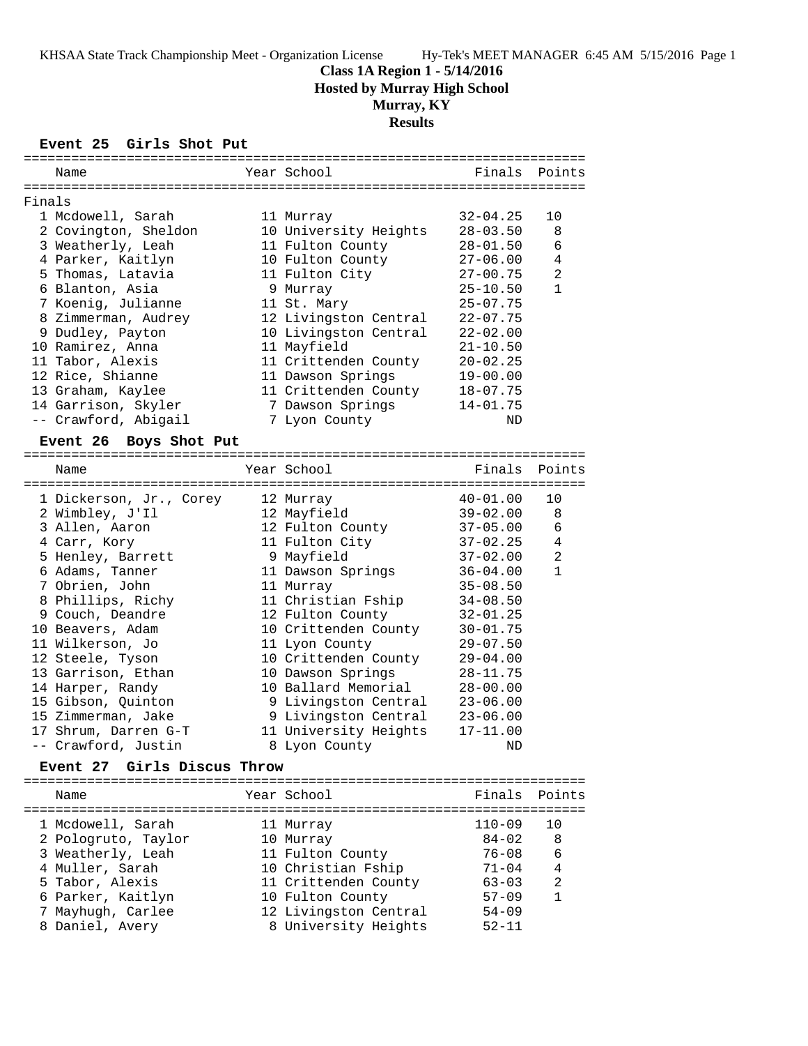**Class 1A Region 1 - 5/14/2016**

**Hosted by Murray High School**

**Murray, KY**

**Results**

### Event 25 Girls Shot Put

Finals

| Place | Name | Year | School | Finals | Points |
|---|---|---|---|---|---|
| 1 | Mcdowell, Sarah | 11 | Murray | 32-04.25 | 10 |
| 2 | Covington, Sheldon | 10 | University Heights | 28-03.50 | 8 |
| 3 | Weatherly, Leah | 11 | Fulton County | 28-01.50 | 6 |
| 4 | Parker, Kaitlyn | 10 | Fulton County | 27-06.00 | 4 |
| 5 | Thomas, Latavia | 11 | Fulton City | 27-00.75 | 2 |
| 6 | Blanton, Asia | 9 | Murray | 25-10.50 | 1 |
| 7 | Koenig, Julianne | 11 | St. Mary | 25-07.75 | |
| 8 | Zimmerman, Audrey | 12 | Livingston Central | 22-07.75 | |
| 9 | Dudley, Payton | 10 | Livingston Central | 22-02.00 | |
| 10 | Ramirez, Anna | 11 | Mayfield | 21-10.50 | |
| 11 | Tabor, Alexis | 11 | Crittenden County | 20-02.25 | |
| 12 | Rice, Shianne | 11 | Dawson Springs | 19-00.00 | |
| 13 | Graham, Kaylee | 11 | Crittenden County | 18-07.75 | |
| 14 | Garrison, Skyler | 7 | Dawson Springs | 14-01.75 | |
| -- | Crawford, Abigail | 7 | Lyon County | ND | |

### Event 26 Boys Shot Put

| Place | Name | Year | School | Finals | Points |
|---|---|---|---|---|---|
| 1 | Dickerson, Jr., Corey | 12 | Murray | 40-01.00 | 10 |
| 2 | Wimbley, J'Il | 12 | Mayfield | 39-02.00 | 8 |
| 3 | Allen, Aaron | 12 | Fulton County | 37-05.00 | 6 |
| 4 | Carr, Kory | 11 | Fulton City | 37-02.25 | 4 |
| 5 | Henley, Barrett | 9 | Mayfield | 37-02.00 | 2 |
| 6 | Adams, Tanner | 11 | Dawson Springs | 36-04.00 | 1 |
| 7 | Obrien, John | 11 | Murray | 35-08.50 | |
| 8 | Phillips, Richy | 11 | Christian Fship | 34-08.50 | |
| 9 | Couch, Deandre | 12 | Fulton County | 32-01.25 | |
| 10 | Beavers, Adam | 10 | Crittenden County | 30-01.75 | |
| 11 | Wilkerson, Jo | 11 | Lyon County | 29-07.50 | |
| 12 | Steele, Tyson | 10 | Crittenden County | 29-04.00 | |
| 13 | Garrison, Ethan | 10 | Dawson Springs | 28-11.75 | |
| 14 | Harper, Randy | 10 | Ballard Memorial | 28-00.00 | |
| 15 | Gibson, Quinton | 9 | Livingston Central | 23-06.00 | |
| 15 | Zimmerman, Jake | 9 | Livingston Central | 23-06.00 | |
| 17 | Shrum, Darren G-T | 11 | University Heights | 17-11.00 | |
| -- | Crawford, Justin | 8 | Lyon County | ND | |

### Event 27 Girls Discus Throw

| Place | Name | Year | School | Finals | Points |
|---|---|---|---|---|---|
| 1 | Mcdowell, Sarah | 11 | Murray | 110-09 | 10 |
| 2 | Pologruto, Taylor | 10 | Murray | 84-02 | 8 |
| 3 | Weatherly, Leah | 11 | Fulton County | 76-08 | 6 |
| 4 | Muller, Sarah | 10 | Christian Fship | 71-04 | 4 |
| 5 | Tabor, Alexis | 11 | Crittenden County | 63-03 | 2 |
| 6 | Parker, Kaitlyn | 10 | Fulton County | 57-09 | 1 |
| 7 | Mayhugh, Carlee | 12 | Livingston Central | 54-09 | |
| 8 | Daniel, Avery | 8 | University Heights | 52-11 | |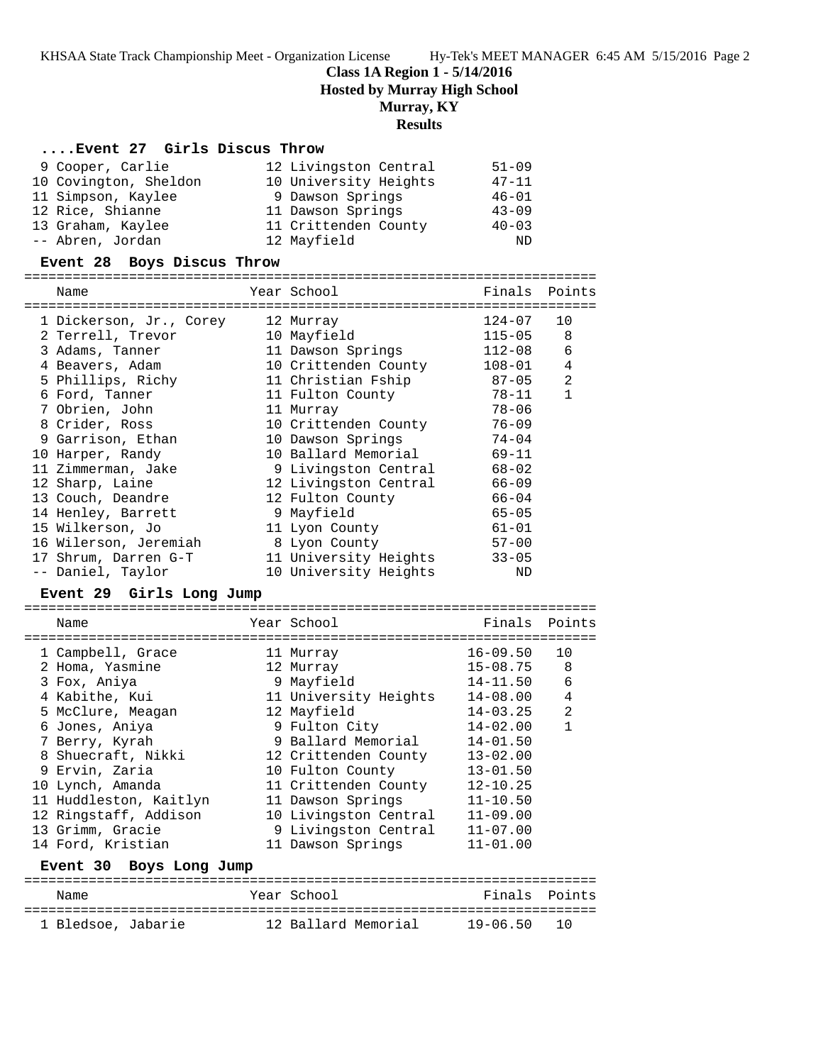# Class 1A Region 1 - 5/14/2016
## Hosted by Murray High School
## Murray, KY
## Results

### ....Event 27 Girls Discus Throw

| Place | Name | Year | School | Finals | Points |
|---|---|---|---|---|---|
| 9 | Cooper, Carlie | 12 | Livingston Central | 51-09 | |
| 10 | Covington, Sheldon | 10 | University Heights | 47-11 | |
| 11 | Simpson, Kaylee | 9 | Dawson Springs | 46-01 | |
| 12 | Rice, Shianne | 11 | Dawson Springs | 43-09 | |
| 13 | Graham, Kaylee | 11 | Crittenden County | 40-03 | |
| -- | Abren, Jordan | 12 | Mayfield | ND | |

### Event 28 Boys Discus Throw

| Place | Name | Year | School | Finals | Points |
|---|---|---|---|---|---|
| 1 | Dickerson, Jr., Corey | 12 | Murray | 124-07 | 10 |
| 2 | Terrell, Trevor | 10 | Mayfield | 115-05 | 8 |
| 3 | Adams, Tanner | 11 | Dawson Springs | 112-08 | 6 |
| 4 | Beavers, Adam | 10 | Crittenden County | 108-01 | 4 |
| 5 | Phillips, Richy | 11 | Christian Fship | 87-05 | 2 |
| 6 | Ford, Tanner | 11 | Fulton County | 78-11 | 1 |
| 7 | Obrien, John | 11 | Murray | 78-06 | |
| 8 | Crider, Ross | 10 | Crittenden County | 76-09 | |
| 9 | Garrison, Ethan | 10 | Dawson Springs | 74-04 | |
| 10 | Harper, Randy | 10 | Ballard Memorial | 69-11 | |
| 11 | Zimmerman, Jake | 9 | Livingston Central | 68-02 | |
| 12 | Sharp, Laine | 12 | Livingston Central | 66-09 | |
| 13 | Couch, Deandre | 12 | Fulton County | 66-04 | |
| 14 | Henley, Barrett | 9 | Mayfield | 65-05 | |
| 15 | Wilkerson, Jo | 11 | Lyon County | 61-01 | |
| 16 | Wilerson, Jeremiah | 8 | Lyon County | 57-00 | |
| 17 | Shrum, Darren G-T | 11 | University Heights | 33-05 | |
| -- | Daniel, Taylor | 10 | University Heights | ND | |

### Event 29 Girls Long Jump

| Place | Name | Year | School | Finals | Points |
|---|---|---|---|---|---|
| 1 | Campbell, Grace | 11 | Murray | 16-09.50 | 10 |
| 2 | Homa, Yasmine | 12 | Murray | 15-08.75 | 8 |
| 3 | Fox, Aniya | 9 | Mayfield | 14-11.50 | 6 |
| 4 | Kabithe, Kui | 11 | University Heights | 14-08.00 | 4 |
| 5 | McClure, Meagan | 12 | Mayfield | 14-03.25 | 2 |
| 6 | Jones, Aniya | 9 | Fulton City | 14-02.00 | 1 |
| 7 | Berry, Kyrah | 9 | Ballard Memorial | 14-01.50 | |
| 8 | Shuecraft, Nikki | 12 | Crittenden County | 13-02.00 | |
| 9 | Ervin, Zaria | 10 | Fulton County | 13-01.50 | |
| 10 | Lynch, Amanda | 11 | Crittenden County | 12-10.25 | |
| 11 | Huddleston, Kaitlyn | 11 | Dawson Springs | 11-10.50 | |
| 12 | Ringstaff, Addison | 10 | Livingston Central | 11-09.00 | |
| 13 | Grimm, Gracie | 9 | Livingston Central | 11-07.00 | |
| 14 | Ford, Kristian | 11 | Dawson Springs | 11-01.00 | |

### Event 30 Boys Long Jump

| Place | Name | Year | School | Finals | Points |
|---|---|---|---|---|---|
| 1 | Bledsoe, Jabarie | 12 | Ballard Memorial | 19-06.50 | 10 |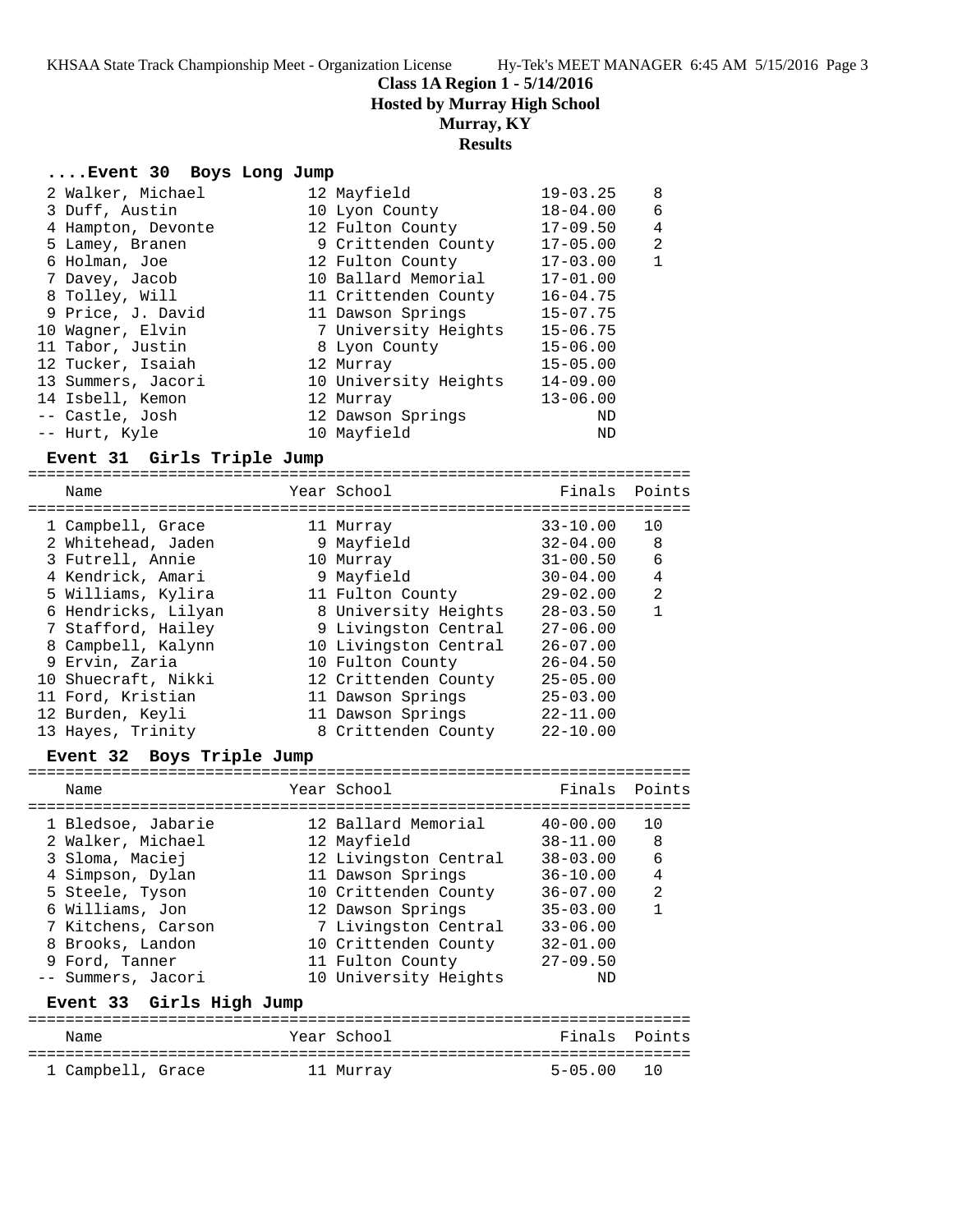**Class 1A Region 1 - 5/14/2016**
**Hosted by Murray High School**
**Murray, KY**
**Results**

## ....Event 30 Boys Long Jump

| Place | Name | Year | School | Finals | Points |
|---|---|---|---|---|---|
| 2 | Walker, Michael | 12 | Mayfield | 19-03.25 | 8 |
| 3 | Duff, Austin | 10 | Lyon County | 18-04.00 | 6 |
| 4 | Hampton, Devonte | 12 | Fulton County | 17-09.50 | 4 |
| 5 | Lamey, Branen | 9 | Crittenden County | 17-05.00 | 2 |
| 6 | Holman, Joe | 12 | Fulton County | 17-03.00 | 1 |
| 7 | Davey, Jacob | 10 | Ballard Memorial | 17-01.00 | |
| 8 | Tolley, Will | 11 | Crittenden County | 16-04.75 | |
| 9 | Price, J. David | 11 | Dawson Springs | 15-07.75 | |
| 10 | Wagner, Elvin | 7 | University Heights | 15-06.75 | |
| 11 | Tabor, Justin | 8 | Lyon County | 15-06.00 | |
| 12 | Tucker, Isaiah | 12 | Murray | 15-05.00 | |
| 13 | Summers, Jacori | 10 | University Heights | 14-09.00 | |
| 14 | Isbell, Kemon | 12 | Murray | 13-06.00 | |
| -- | Castle, Josh | 12 | Dawson Springs | ND | |
| -- | Hurt, Kyle | 10 | Mayfield | ND | |

## Event 31 Girls Triple Jump

| Place | Name | Year | School | Finals | Points |
|---|---|---|---|---|---|
| 1 | Campbell, Grace | 11 | Murray | 33-10.00 | 10 |
| 2 | Whitehead, Jaden | 9 | Mayfield | 32-04.00 | 8 |
| 3 | Futrell, Annie | 10 | Murray | 31-00.50 | 6 |
| 4 | Kendrick, Amari | 9 | Mayfield | 30-04.00 | 4 |
| 5 | Williams, Kylira | 11 | Fulton County | 29-02.00 | 2 |
| 6 | Hendricks, Lilyan | 8 | University Heights | 28-03.50 | 1 |
| 7 | Stafford, Hailey | 9 | Livingston Central | 27-06.00 | |
| 8 | Campbell, Kalynn | 10 | Livingston Central | 26-07.00 | |
| 9 | Ervin, Zaria | 10 | Fulton County | 26-04.50 | |
| 10 | Shuecraft, Nikki | 12 | Crittenden County | 25-05.00 | |
| 11 | Ford, Kristian | 11 | Dawson Springs | 25-03.00 | |
| 12 | Burden, Keyli | 11 | Dawson Springs | 22-11.00 | |
| 13 | Hayes, Trinity | 8 | Crittenden County | 22-10.00 | |

## Event 32 Boys Triple Jump

| Place | Name | Year | School | Finals | Points |
|---|---|---|---|---|---|
| 1 | Bledsoe, Jabarie | 12 | Ballard Memorial | 40-00.00 | 10 |
| 2 | Walker, Michael | 12 | Mayfield | 38-11.00 | 8 |
| 3 | Sloma, Maciej | 12 | Livingston Central | 38-03.00 | 6 |
| 4 | Simpson, Dylan | 11 | Dawson Springs | 36-10.00 | 4 |
| 5 | Steele, Tyson | 10 | Crittenden County | 36-07.00 | 2 |
| 6 | Williams, Jon | 12 | Dawson Springs | 35-03.00 | 1 |
| 7 | Kitchens, Carson | 7 | Livingston Central | 33-06.00 | |
| 8 | Brooks, Landon | 10 | Crittenden County | 32-01.00 | |
| 9 | Ford, Tanner | 11 | Fulton County | 27-09.50 | |
| -- | Summers, Jacori | 10 | University Heights | ND | |

## Event 33 Girls High Jump

| Place | Name | Year | School | Finals | Points |
|---|---|---|---|---|---|
| 1 | Campbell, Grace | 11 | Murray | 5-05.00 | 10 |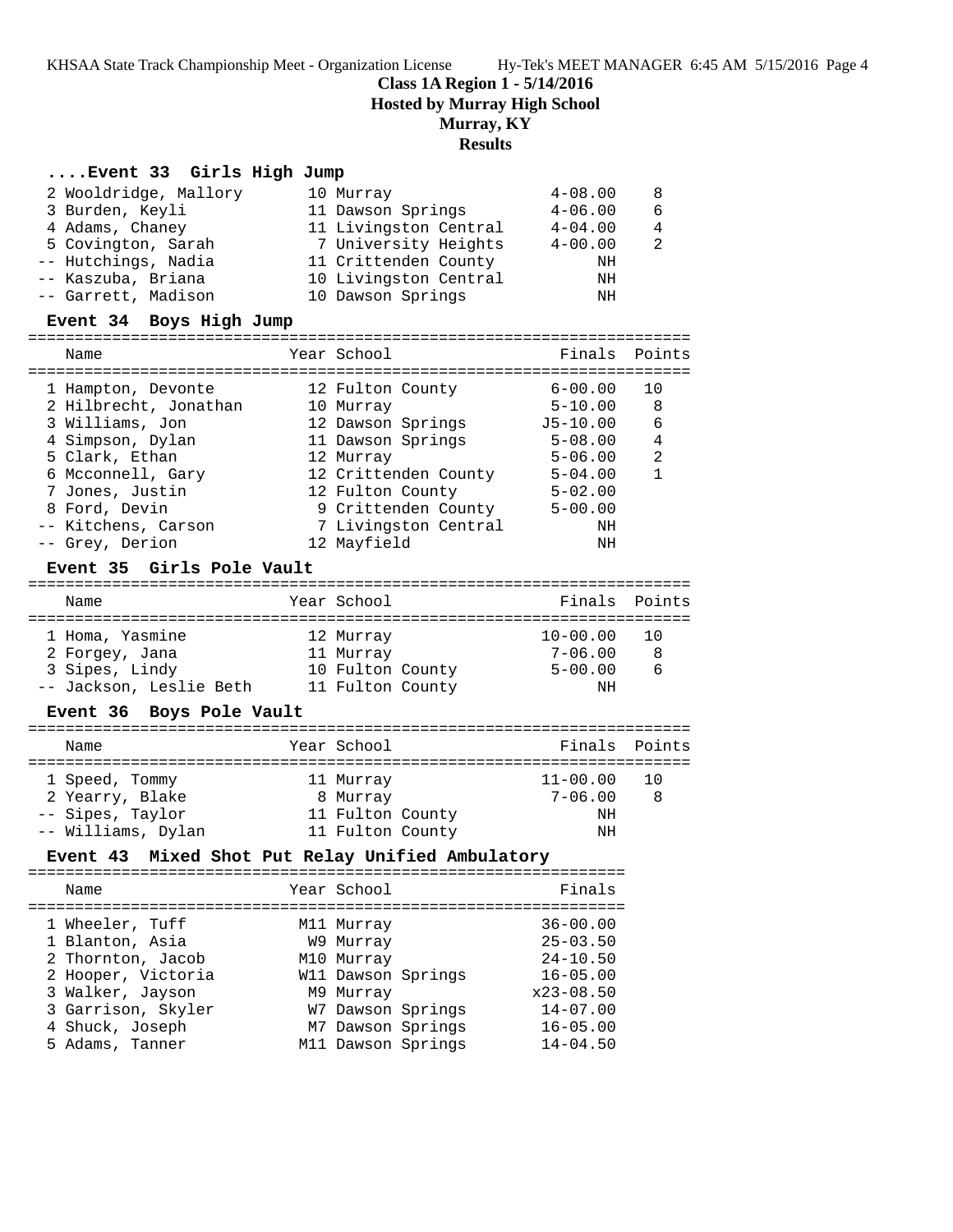**Class 1A Region 1 - 5/14/2016**
**Hosted by Murray High School**
**Murray, KY**
**Results**

### ....Event 33 Girls High Jump

| Place | Name | Year | School | Finals | Points |
|---|---|---|---|---|---|
| 2 | Wooldridge, Mallory | 10 | Murray | 4-08.00 | 8 |
| 3 | Burden, Keyli | 11 | Dawson Springs | 4-06.00 | 6 |
| 4 | Adams, Chaney | 11 | Livingston Central | 4-04.00 | 4 |
| 5 | Covington, Sarah | 7 | University Heights | 4-00.00 | 2 |
| -- | Hutchings, Nadia | 11 | Crittenden County | NH | |
| -- | Kaszuba, Briana | 10 | Livingston Central | NH | |
| -- | Garrett, Madison | 10 | Dawson Springs | NH | |

### Event 34 Boys High Jump

| Place | Name | Year | School | Finals | Points |
|---|---|---|---|---|---|
| 1 | Hampton, Devonte | 12 | Fulton County | 6-00.00 | 10 |
| 2 | Hilbrecht, Jonathan | 10 | Murray | 5-10.00 | 8 |
| 3 | Williams, Jon | 12 | Dawson Springs | J5-10.00 | 6 |
| 4 | Simpson, Dylan | 11 | Dawson Springs | 5-08.00 | 4 |
| 5 | Clark, Ethan | 12 | Murray | 5-06.00 | 2 |
| 6 | Mcconnell, Gary | 12 | Crittenden County | 5-04.00 | 1 |
| 7 | Jones, Justin | 12 | Fulton County | 5-02.00 | |
| 8 | Ford, Devin | 9 | Crittenden County | 5-00.00 | |
| -- | Kitchens, Carson | 7 | Livingston Central | NH | |
| -- | Grey, Derion | 12 | Mayfield | NH | |

### Event 35 Girls Pole Vault

| Place | Name | Year | School | Finals | Points |
|---|---|---|---|---|---|
| 1 | Homa, Yasmine | 12 | Murray | 10-00.00 | 10 |
| 2 | Forgey, Jana | 11 | Murray | 7-06.00 | 8 |
| 3 | Sipes, Lindy | 10 | Fulton County | 5-00.00 | 6 |
| -- | Jackson, Leslie Beth | 11 | Fulton County | NH | |

### Event 36 Boys Pole Vault

| Place | Name | Year | School | Finals | Points |
|---|---|---|---|---|---|
| 1 | Speed, Tommy | 11 | Murray | 11-00.00 | 10 |
| 2 | Yearry, Blake | 8 | Murray | 7-06.00 | 8 |
| -- | Sipes, Taylor | 11 | Fulton County | NH | |
| -- | Williams, Dylan | 11 | Fulton County | NH | |

### Event 43 Mixed Shot Put Relay Unified Ambulatory

| Place | Name | Year | School | Finals |
|---|---|---|---|---|
| 1 | Wheeler, Tuff | M11 | Murray | 36-00.00 |
| 1 | Blanton, Asia | W9 | Murray | 25-03.50 |
| 2 | Thornton, Jacob | M10 | Murray | 24-10.50 |
| 2 | Hooper, Victoria | W11 | Dawson Springs | 16-05.00 |
| 3 | Walker, Jayson | M9 | Murray | x23-08.50 |
| 3 | Garrison, Skyler | W7 | Dawson Springs | 14-07.00 |
| 4 | Shuck, Joseph | M7 | Dawson Springs | 16-05.00 |
| 5 | Adams, Tanner | M11 | Dawson Springs | 14-04.50 |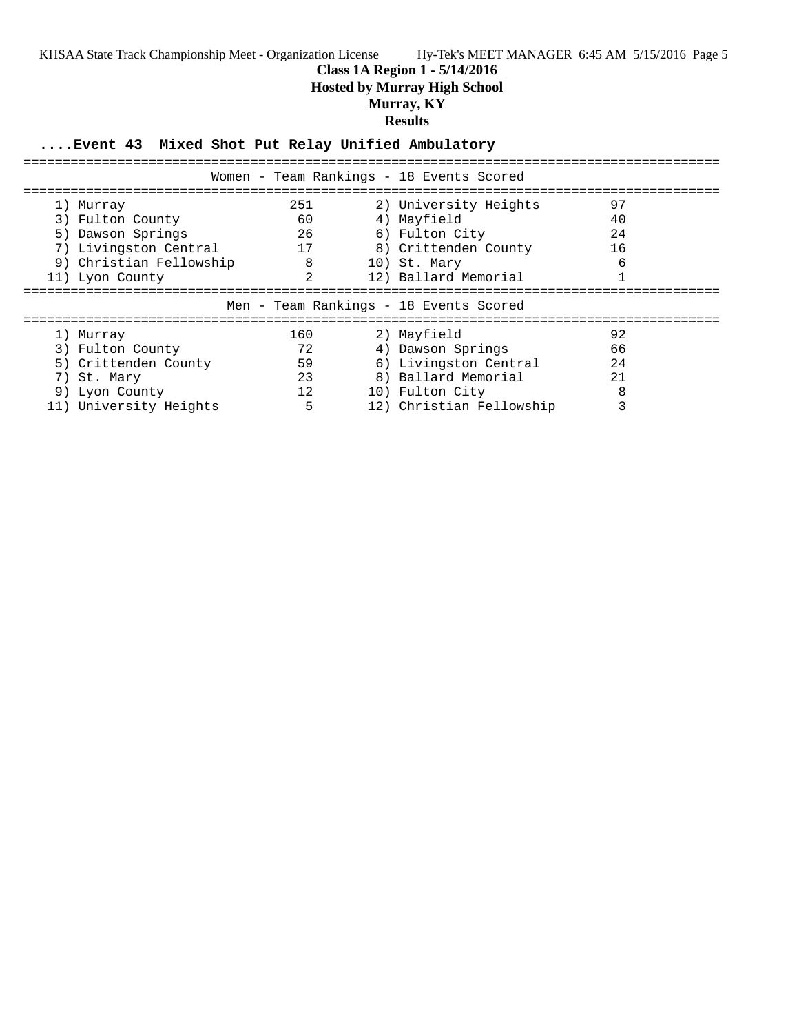**Class 1A Region 1 - 5/14/2016**

**Hosted by Murray High School**

**Murray, KY**

**Results**

### ....Event 43 Mixed Shot Put Relay Unified Ambulatory

**Women - Team Rankings - 18 Events Scored**

| | | | | | |
|---|---|---|---|---|---|
| 1) | Murray | 251 | 2) | University Heights | 97 |
| 3) | Fulton County | 60 | 4) | Mayfield | 40 |
| 5) | Dawson Springs | 26 | 6) | Fulton City | 24 |
| 7) | Livingston Central | 17 | 8) | Crittenden County | 16 |
| 9) | Christian Fellowship | 8 | 10) | St. Mary | 6 |
| 11) | Lyon County | 2 | 12) | Ballard Memorial | 1 |

**Men - Team Rankings - 18 Events Scored**

| | | | | | |
|---|---|---|---|---|---|
| 1) | Murray | 160 | 2) | Mayfield | 92 |
| 3) | Fulton County | 72 | 4) | Dawson Springs | 66 |
| 5) | Crittenden County | 59 | 6) | Livingston Central | 24 |
| 7) | St. Mary | 23 | 8) | Ballard Memorial | 21 |
| 9) | Lyon County | 12 | 10) | Fulton City | 8 |
| 11) | University Heights | 5 | 12) | Christian Fellowship | 3 |